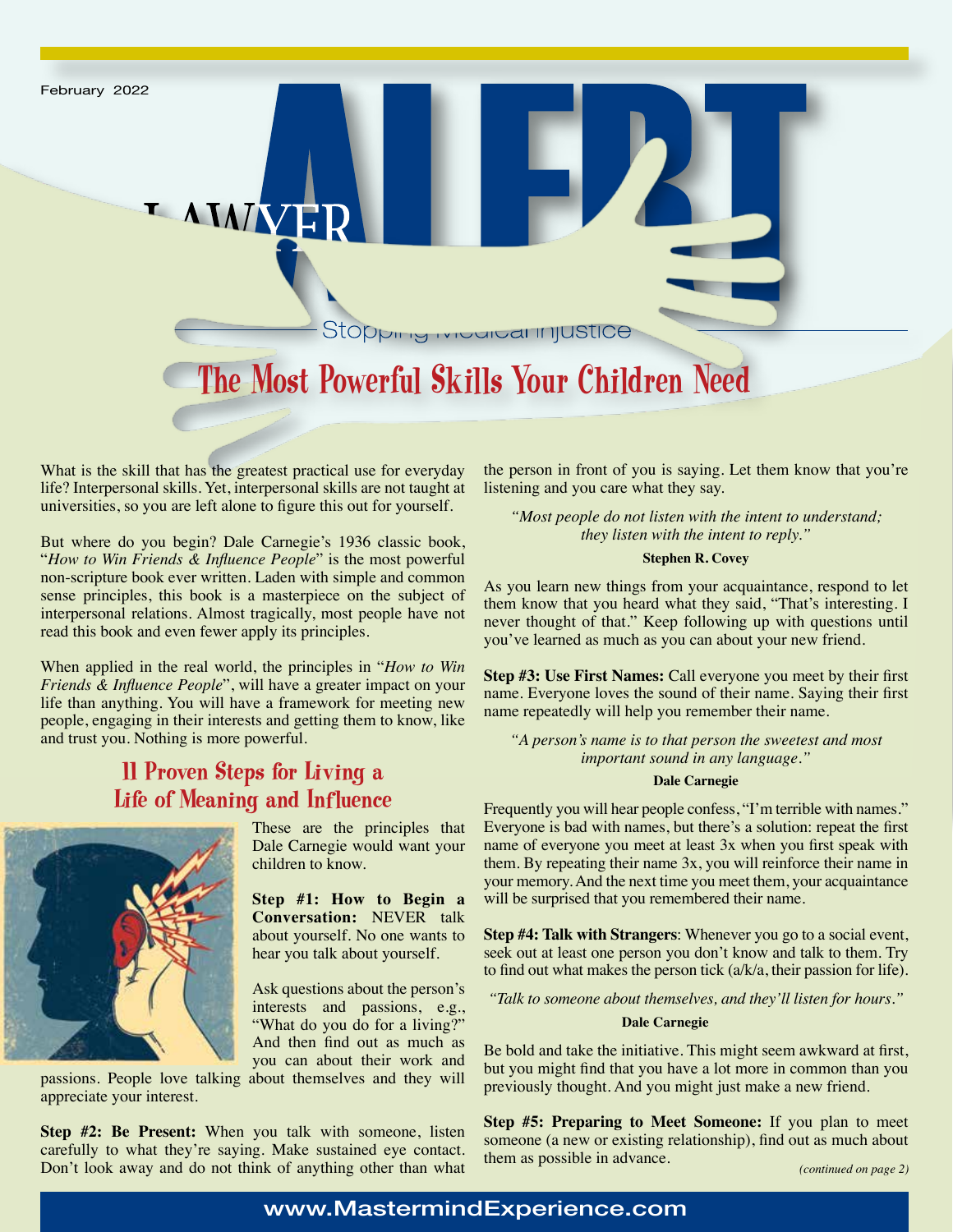February 2022

# LAWYER ALERT

Stopping Medical Injustice

## The Most Powerful Skills Your Children Need

What is the skill that has the greatest practical use for everyday life? Interpersonal skills. Yet, interpersonal skills are not taught at universities, so you are left alone to figure this out for yourself.

But where do you begin? Dale Carnegie's 1936 classic book, "*How to Win Friends & Influence People*" is the most powerful non-scripture book ever written. Laden with simple and common sense principles, this book is a masterpiece on the subject of interpersonal relations. Almost tragically, most people have not read this book and even fewer apply its principles.

When applied in the real world, the principles in "*How to Win Friends & Influence People*", will have a greater impact on your life than anything. You will have a framework for meeting new people, engaging in their interests and getting them to know, like and trust you. Nothing is more powerful.

### 11 Proven Steps for Living a Life of Meaning and Influence

These are the principles that Dale Carnegie would want your children to know.

**Step #1: How to Begin a Conversation:** NEVER talk about yourself. No one wants to hear you talk about yourself.

Ask questions about the person's interests and passions, e.g., "What do you do for a living?" And then find out as much as you can about their work and passions. People love talking about themselves and they will appreciate your interest.

**Step #2: Be Present:** When you talk with someone, listen carefully to what they're saying. Make sustained eye contact. Don't look away and do not think of anything other than what the person in front of you is saying. Let them know that you're listening and you care what they say.

> *"Most people do not listen with the intent to understand; they listen with the intent to reply."*
>
> **Stephen R. Covey**

As you learn new things from your acquaintance, respond to let them know that you heard what they said, "That's interesting. I never thought of that." Keep following up with questions until you've learned as much as you can about your new friend.

**Step #3: Use First Names:** Call everyone you meet by their first name. Everyone loves the sound of their name. Saying their first name repeatedly will help you remember their name.

> *"A person's name is to that person the sweetest and most important sound in any language."*
>
> **Dale Carnegie**

Frequently you will hear people confess, "I'm terrible with names." Everyone is bad with names, but there's a solution: repeat the first name of everyone you meet at least 3x when you first speak with them. By repeating their name 3x, you will reinforce their name in your memory. And the next time you meet them, your acquaintance will be surprised that you remembered their name.

**Step #4: Talk with Strangers**: Whenever you go to a social event, seek out at least one person you don't know and talk to them. Try to find out what makes the person tick (a/k/a, their passion for life).

> *"Talk to someone about themselves, and they'll listen for hours."*
>
> **Dale Carnegie**

Be bold and take the initiative. This might seem awkward at first, but you might find that you have a lot more in common than you previously thought. And you might just make a new friend.

**Step #5: Preparing to Meet Someone:** If you plan to meet someone (a new or existing relationship), find out as much about them as possible in advance.

*(continued on page 2)*

www.MastermindExperience.com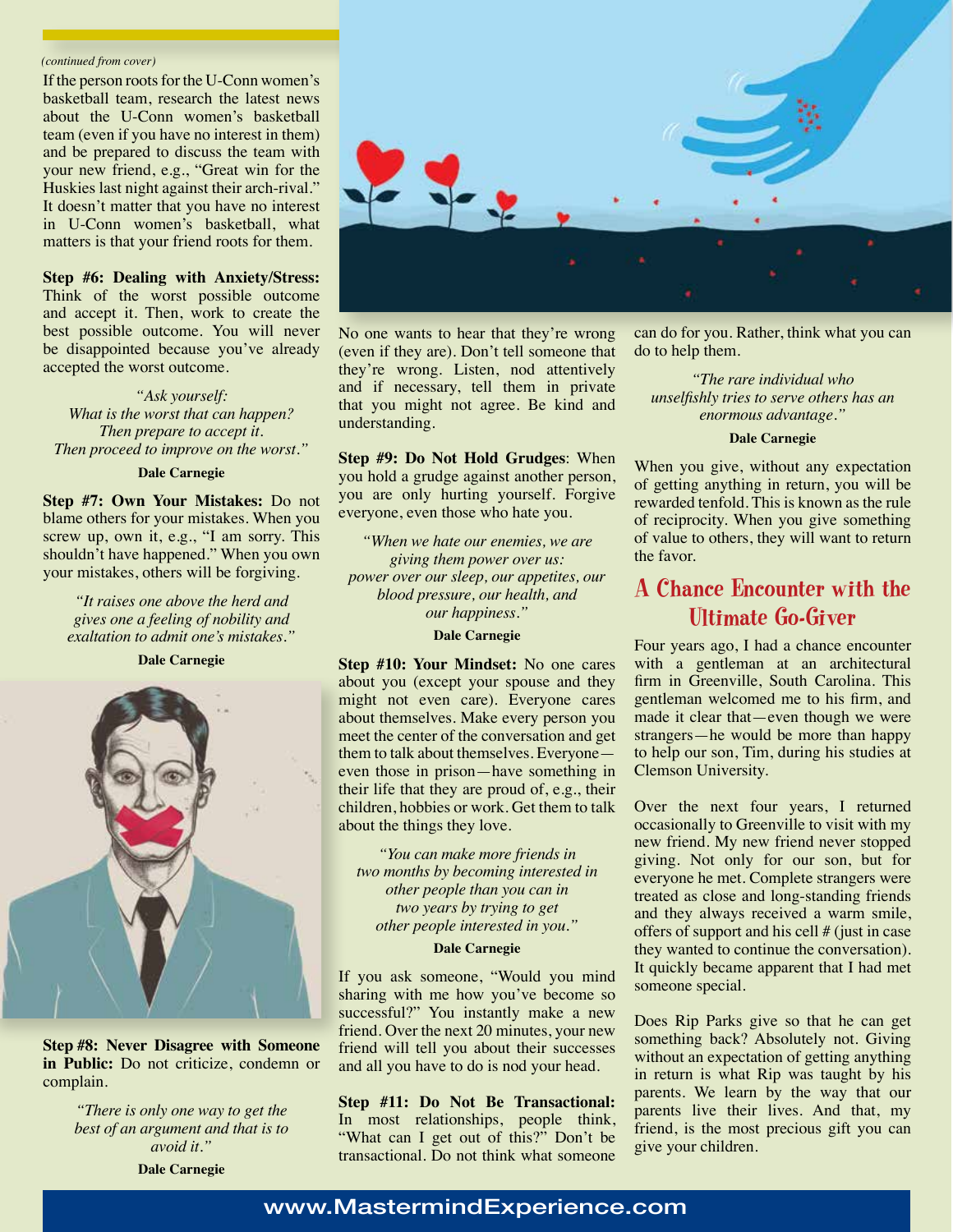*(continued from cover)*

If the person roots for the U-Conn women's basketball team, research the latest news about the U-Conn women's basketball team (even if you have no interest in them) and be prepared to discuss the team with your new friend, e.g., "Great win for the Huskies last night against their arch-rival." It doesn't matter that you have no interest in U-Conn women's basketball, what matters is that your friend roots for them.

**Step #6: Dealing with Anxiety/Stress:** Think of the worst possible outcome and accept it. Then, work to create the best possible outcome. You will never be disappointed because you've already accepted the worst outcome.

> *"Ask yourself:*
> *What is the worst that can happen?*
> *Then prepare to accept it.*
> *Then proceed to improve on the worst."*
>
> **Dale Carnegie**

**Step #7: Own Your Mistakes:** Do not blame others for your mistakes. When you screw up, own it, e.g., "I am sorry. This shouldn't have happened." When you own your mistakes, others will be forgiving.

> *"It raises one above the herd and gives one a feeling of nobility and exaltation to admit one's mistakes."*
>
> **Dale Carnegie**

**Step #8: Never Disagree with Someone in Public:** Do not criticize, condemn or complain.

> *"There is only one way to get the best of an argument and that is to avoid it."*
>
> **Dale Carnegie**

No one wants to hear that they're wrong (even if they are). Don't tell someone that they're wrong. Listen, nod attentively and if necessary, tell them in private that you might not agree. Be kind and understanding.

**Step #9: Do Not Hold Grudges**: When you hold a grudge against another person, you are only hurting yourself. Forgive everyone, even those who hate you.

> *"When we hate our enemies, we are giving them power over us: power over our sleep, our appetites, our blood pressure, our health, and our happiness."*
>
> **Dale Carnegie**

**Step #10: Your Mindset:** No one cares about you (except your spouse and they might not even care). Everyone cares about themselves. Make every person you meet the center of the conversation and get them to talk about themselves. Everyone—even those in prison—have something in their life that they are proud of, e.g., their children, hobbies or work. Get them to talk about the things they love.

> *"You can make more friends in two months by becoming interested in other people than you can in two years by trying to get other people interested in you."*
>
> **Dale Carnegie**

If you ask someone, "Would you mind sharing with me how you've become so successful?" You instantly make a new friend. Over the next 20 minutes, your new friend will tell you about their successes and all you have to do is nod your head.

**Step #11: Do Not Be Transactional:** In most relationships, people think, "What can I get out of this?" Don't be transactional. Do not think what someone can do for you. Rather, think what you can do to help them.

> *"The rare individual who unselfishly tries to serve others has an enormous advantage."*
>
> **Dale Carnegie**

When you give, without any expectation of getting anything in return, you will be rewarded tenfold. This is known as the rule of reciprocity. When you give something of value to others, they will want to return the favor.

## A Chance Encounter with the Ultimate Go-Giver

Four years ago, I had a chance encounter with a gentleman at an architectural firm in Greenville, South Carolina. This gentleman welcomed me to his firm, and made it clear that—even though we were strangers—he would be more than happy to help our son, Tim, during his studies at Clemson University.

Over the next four years, I returned occasionally to Greenville to visit with my new friend. My new friend never stopped giving. Not only for our son, but for everyone he met. Complete strangers were treated as close and long-standing friends and they always received a warm smile, offers of support and his cell # (just in case they wanted to continue the conversation). It quickly became apparent that I had met someone special.

Does Rip Parks give so that he can get something back? Absolutely not. Giving without an expectation of getting anything in return is what Rip was taught by his parents. We learn by the way that our parents live their lives. And that, my friend, is the most precious gift you can give your children.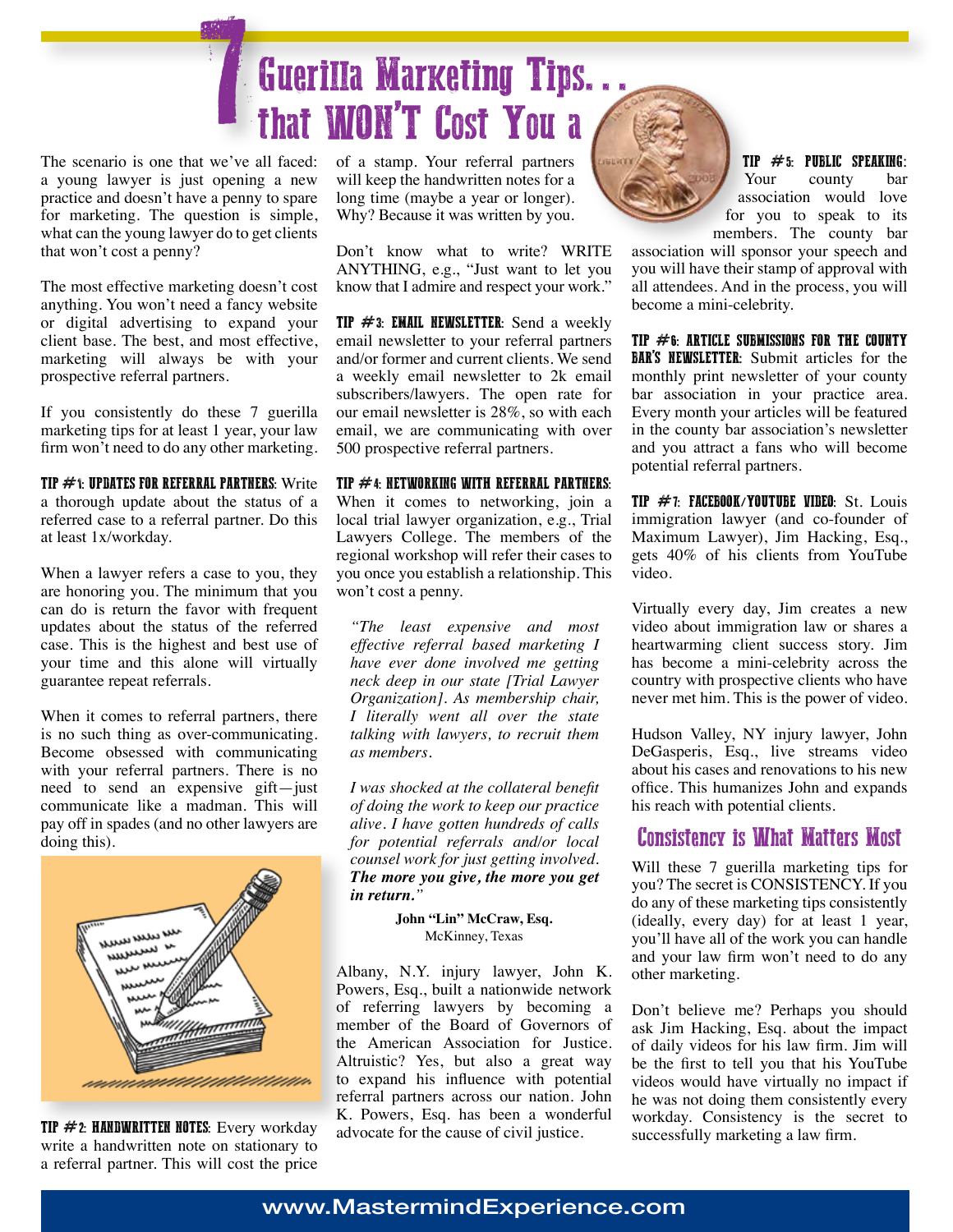# 7 Guerilla Marketing Tips... that WON'T Cost You a

The scenario is one that we've all faced: a young lawyer is just opening a new practice and doesn't have a penny to spare for marketing. The question is simple, what can the young lawyer do to get clients that won't cost a penny?

The most effective marketing doesn't cost anything. You won't need a fancy website or digital advertising to expand your client base. The best, and most effective, marketing will always be with your prospective referral partners.

If you consistently do these 7 guerilla marketing tips for at least 1 year, your law firm won't need to do any other marketing.

**TIP #1: UPDATES FOR REFERRAL PARTNERS**: Write a thorough update about the status of a referred case to a referral partner. Do this at least 1x/workday.

When a lawyer refers a case to you, they are honoring you. The minimum that you can do is return the favor with frequent updates about the status of the referred case. This is the highest and best use of your time and this alone will virtually guarantee repeat referrals.

When it comes to referral partners, there is no such thing as over-communicating. Become obsessed with communicating with your referral partners. There is no need to send an expensive gift—just communicate like a madman. This will pay off in spades (and no other lawyers are doing this).

**TIP #2: HANDWRITTEN NOTES**: Every workday write a handwritten note on stationary to a referral partner. This will cost the price of a stamp. Your referral partners will keep the handwritten notes for a long time (maybe a year or longer). Why? Because it was written by you.

Don't know what to write? WRITE ANYTHING, e.g., "Just want to let you know that I admire and respect your work."

**TIP #3: EMAIL NEWSLETTER**: Send a weekly email newsletter to your referral partners and/or former and current clients. We send a weekly email newsletter to 2k email subscribers/lawyers. The open rate for our email newsletter is 28%, so with each email, we are communicating with over 500 prospective referral partners.

**TIP #4: NETWORKING WITH REFERRAL PARTNERS**: When it comes to networking, join a local trial lawyer organization, e.g., Trial Lawyers College. The members of the regional workshop will refer their cases to you once you establish a relationship. This won't cost a penny.

*"The least expensive and most effective referral based marketing I have ever done involved me getting neck deep in our state [Trial Lawyer Organization]. As membership chair, I literally went all over the state talking with lawyers, to recruit them as members.*

*I was shocked at the collateral benefit of doing the work to keep our practice alive. I have gotten hundreds of calls for potential referrals and/or local counsel work for just getting involved.* ***The more you give, the more you get in return.****"*

**John "Lin" McCraw, Esq.**
McKinney, Texas

Albany, N.Y. injury lawyer, John K. Powers, Esq., built a nationwide network of referring lawyers by becoming a member of the Board of Governors of the American Association for Justice. Altruistic? Yes, but also a great way to expand his influence with potential referral partners across our nation. John K. Powers, Esq. has been a wonderful advocate for the cause of civil justice.

**TIP #5: PUBLIC SPEAKING**: Your county bar association would love for you to speak to its members. The county bar association will sponsor your speech and you will have their stamp of approval with all attendees. And in the process, you will become a mini-celebrity.

**TIP #6: ARTICLE SUBMISSIONS FOR THE COUNTY BAR'S NEWSLETTER**: Submit articles for the monthly print newsletter of your county bar association in your practice area. Every month your articles will be featured in the county bar association's newsletter and you attract a fans who will become potential referral partners.

**TIP #7: FACEBOOK/YOUTUBE VIDEO**: St. Louis immigration lawyer (and co-founder of Maximum Lawyer), Jim Hacking, Esq., gets 40% of his clients from YouTube video.

Virtually every day, Jim creates a new video about immigration law or shares a heartwarming client success story. Jim has become a mini-celebrity across the country with prospective clients who have never met him. This is the power of video.

Hudson Valley, NY injury lawyer, John DeGasperis, Esq., live streams video about his cases and renovations to his new office. This humanizes John and expands his reach with potential clients.

## Consistency is What Matters Most

Will these 7 guerilla marketing tips for you? The secret is CONSISTENCY. If you do any of these marketing tips consistently (ideally, every day) for at least 1 year, you'll have all of the work you can handle and your law firm won't need to do any other marketing.

Don't believe me? Perhaps you should ask Jim Hacking, Esq. about the impact of daily videos for his law firm. Jim will be the first to tell you that his YouTube videos would have virtually no impact if he was not doing them consistently every workday. Consistency is the secret to successfully marketing a law firm.

www.MastermindExperience.com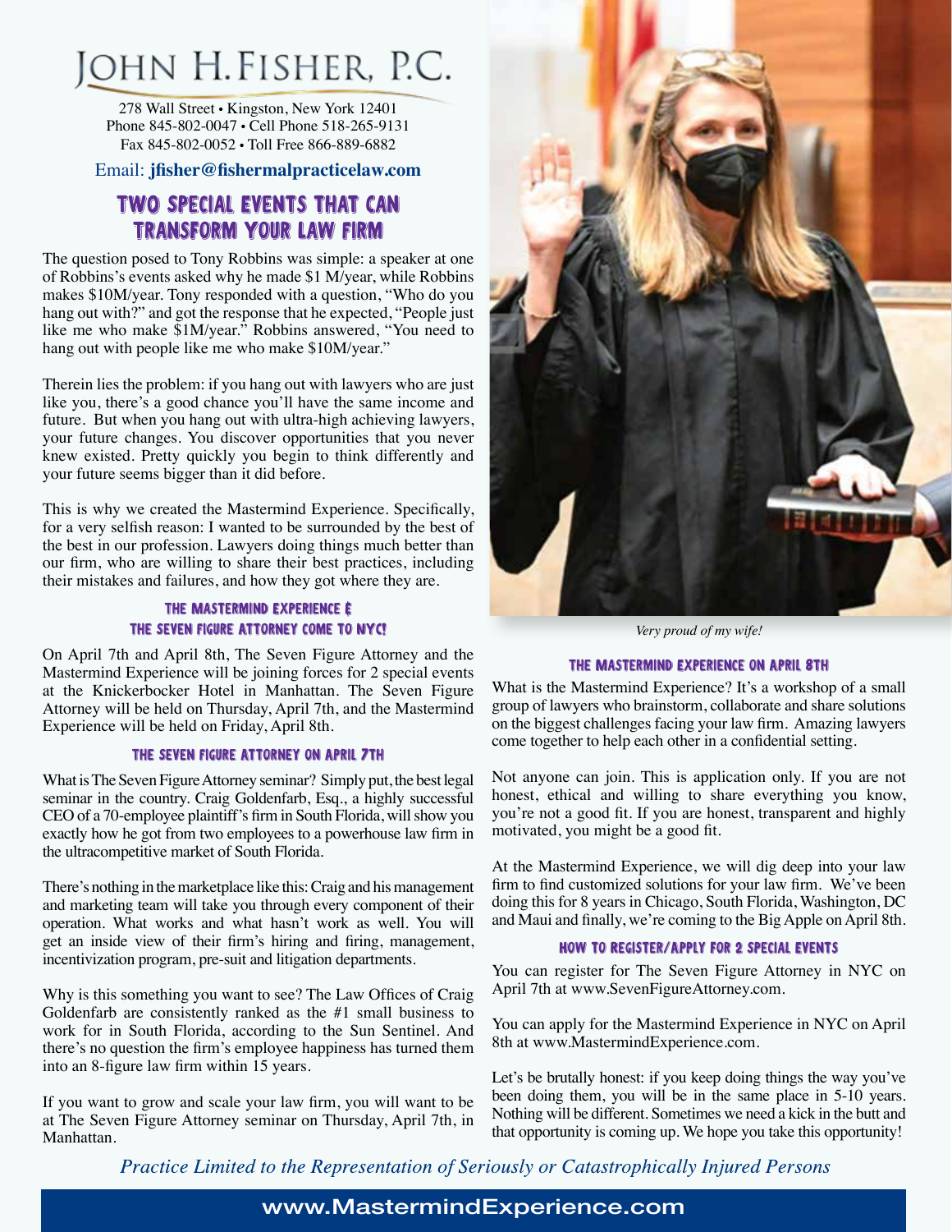# John H. Fisher, P.C.

278 Wall Street • Kingston, New York 12401
Phone 845-802-0047 • Cell Phone 518-265-9131
Fax 845-802-0052 • Toll Free 866-889-6882

Email: **jfisher@fishermalpracticelaw.com**

## Two Special Events That Can Transform Your Law Firm

The question posed to Tony Robbins was simple: a speaker at one of Robbins's events asked why he made $1 M/year, while Robbins makes $10M/year. Tony responded with a question, "Who do you hang out with?" and got the response that he expected, "People just like me who make $1M/year." Robbins answered, "You need to hang out with people like me who make $10M/year."

Therein lies the problem: if you hang out with lawyers who are just like you, there's a good chance you'll have the same income and future. But when you hang out with ultra-high achieving lawyers, your future changes. You discover opportunities that you never knew existed. Pretty quickly you begin to think differently and your future seems bigger than it did before.

This is why we created the Mastermind Experience. Specifically, for a very selfish reason: I wanted to be surrounded by the best of the best in our profession. Lawyers doing things much better than our firm, who are willing to share their best practices, including their mistakes and failures, and how they got where they are.

### The Mastermind Experience & The Seven Figure Attorney Come to NYC!

On April 7th and April 8th, The Seven Figure Attorney and the Mastermind Experience will be joining forces for 2 special events at the Knickerbocker Hotel in Manhattan. The Seven Figure Attorney will be held on Thursday, April 7th, and the Mastermind Experience will be held on Friday, April 8th.

### The Seven Figure Attorney on April 7th

What is The Seven Figure Attorney seminar? Simply put, the best legal seminar in the country. Craig Goldenfarb, Esq., a highly successful CEO of a 70-employee plaintiff's firm in South Florida, will show you exactly how he got from two employees to a powerhouse law firm in the ultracompetitive market of South Florida.

There's nothing in the marketplace like this: Craig and his management and marketing team will take you through every component of their operation. What works and what hasn't work as well. You will get an inside view of their firm's hiring and firing, management, incentivization program, pre-suit and litigation departments.

Why is this something you want to see? The Law Offices of Craig Goldenfarb are consistently ranked as the #1 small business to work for in South Florida, according to the Sun Sentinel. And there's no question the firm's employee happiness has turned them into an 8-figure law firm within 15 years.

If you want to grow and scale your law firm, you will want to be at The Seven Figure Attorney seminar on Thursday, April 7th, in Manhattan.

*Very proud of my wife!*

### The Mastermind Experience on April 8th

What is the Mastermind Experience? It's a workshop of a small group of lawyers who brainstorm, collaborate and share solutions on the biggest challenges facing your law firm. Amazing lawyers come together to help each other in a confidential setting.

Not anyone can join. This is application only. If you are not honest, ethical and willing to share everything you know, you're not a good fit. If you are honest, transparent and highly motivated, you might be a good fit.

At the Mastermind Experience, we will dig deep into your law firm to find customized solutions for your law firm. We've been doing this for 8 years in Chicago, South Florida, Washington, DC and Maui and finally, we're coming to the Big Apple on April 8th.

### How to Register/Apply for 2 Special Events

You can register for The Seven Figure Attorney in NYC on April 7th at www.SevenFigureAttorney.com.

You can apply for the Mastermind Experience in NYC on April 8th at www.MastermindExperience.com.

Let's be brutally honest: if you keep doing things the way you've been doing them, you will be in the same place in 5-10 years. Nothing will be different. Sometimes we need a kick in the butt and that opportunity is coming up. We hope you take this opportunity!

*Practice Limited to the Representation of Seriously or Catastrophically Injured Persons*

**www.MastermindExperience.com**